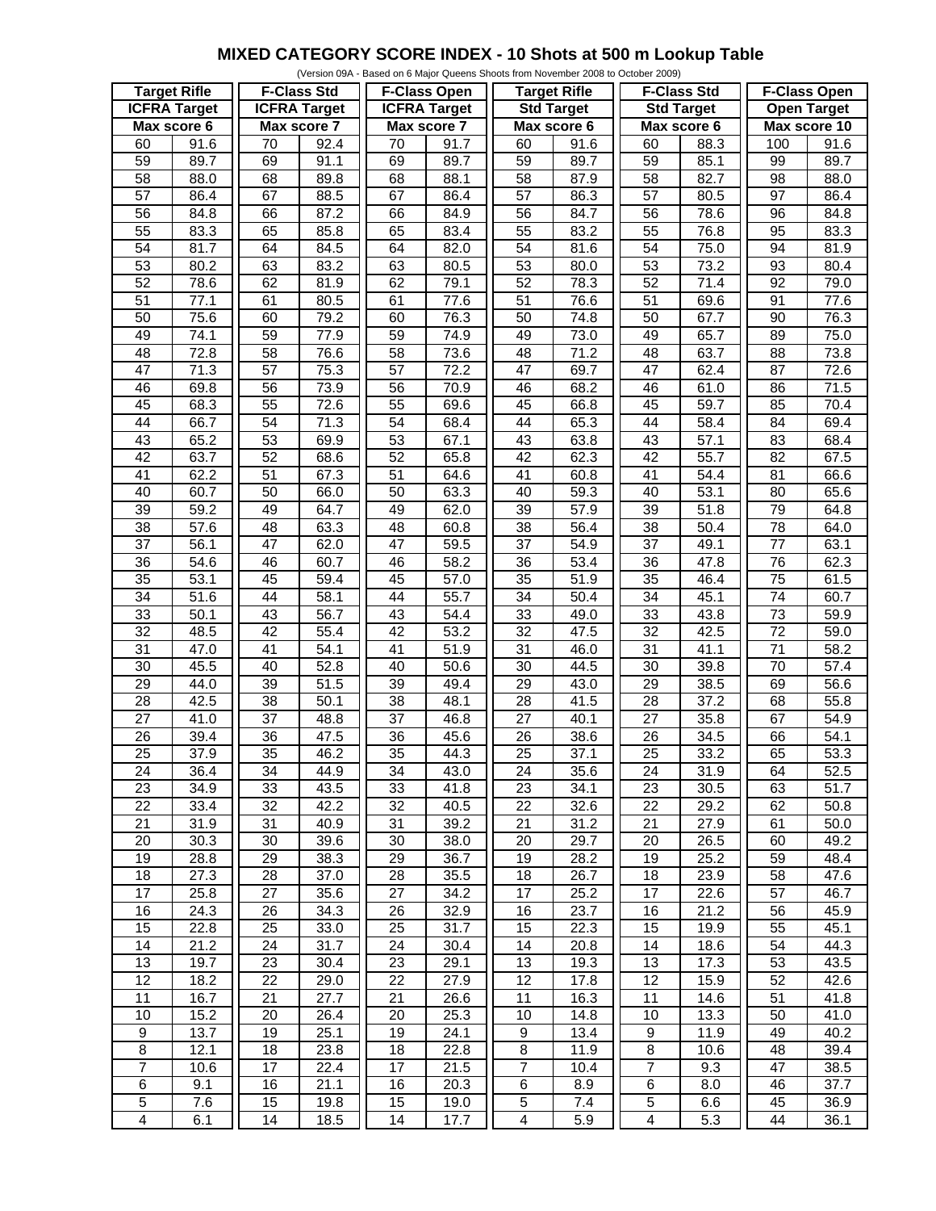# MIXED CATEGORY SCORE INDEX - 10 Shots at 500 m Lookup Table

(Version 09A - Based on 6 Major Queens Shoots from November 2008 to October 2009)

| Target Rifle | | F-Class Std | | F-Class Open | | Target Rifle | | F-Class Std | | F-Class Open | |
|---|---|---|---|---|---|---|---|---|---|---|---|
| ICFRA Target | | ICFRA Target | | ICFRA Target | | Std Target | | Std Target | | Open Target | |
| Max score 6 | | Max score 7 | | Max score 7 | | Max score 6 | | Max score 6 | | Max score 10 | |
| 60 | 91.6 | 70 | 92.4 | 70 | 91.7 | 60 | 91.6 | 60 | 88.3 | 100 | 91.6 |
| 59 | 89.7 | 69 | 91.1 | 69 | 89.7 | 59 | 89.7 | 59 | 85.1 | 99 | 89.7 |
| 58 | 88.0 | 68 | 89.8 | 68 | 88.1 | 58 | 87.9 | 58 | 82.7 | 98 | 88.0 |
| 57 | 86.4 | 67 | 88.5 | 67 | 86.4 | 57 | 86.3 | 57 | 80.5 | 97 | 86.4 |
| 56 | 84.8 | 66 | 87.2 | 66 | 84.9 | 56 | 84.7 | 56 | 78.6 | 96 | 84.8 |
| 55 | 83.3 | 65 | 85.8 | 65 | 83.4 | 55 | 83.2 | 55 | 76.8 | 95 | 83.3 |
| 54 | 81.7 | 64 | 84.5 | 64 | 82.0 | 54 | 81.6 | 54 | 75.0 | 94 | 81.9 |
| 53 | 80.2 | 63 | 83.2 | 63 | 80.5 | 53 | 80.0 | 53 | 73.2 | 93 | 80.4 |
| 52 | 78.6 | 62 | 81.9 | 62 | 79.1 | 52 | 78.3 | 52 | 71.4 | 92 | 79.0 |
| 51 | 77.1 | 61 | 80.5 | 61 | 77.6 | 51 | 76.6 | 51 | 69.6 | 91 | 77.6 |
| 50 | 75.6 | 60 | 79.2 | 60 | 76.3 | 50 | 74.8 | 50 | 67.7 | 90 | 76.3 |
| 49 | 74.1 | 59 | 77.9 | 59 | 74.9 | 49 | 73.0 | 49 | 65.7 | 89 | 75.0 |
| 48 | 72.8 | 58 | 76.6 | 58 | 73.6 | 48 | 71.2 | 48 | 63.7 | 88 | 73.8 |
| 47 | 71.3 | 57 | 75.3 | 57 | 72.2 | 47 | 69.7 | 47 | 62.4 | 87 | 72.6 |
| 46 | 69.8 | 56 | 73.9 | 56 | 70.9 | 46 | 68.2 | 46 | 61.0 | 86 | 71.5 |
| 45 | 68.3 | 55 | 72.6 | 55 | 69.6 | 45 | 66.8 | 45 | 59.7 | 85 | 70.4 |
| 44 | 66.7 | 54 | 71.3 | 54 | 68.4 | 44 | 65.3 | 44 | 58.4 | 84 | 69.4 |
| 43 | 65.2 | 53 | 69.9 | 53 | 67.1 | 43 | 63.8 | 43 | 57.1 | 83 | 68.4 |
| 42 | 63.7 | 52 | 68.6 | 52 | 65.8 | 42 | 62.3 | 42 | 55.7 | 82 | 67.5 |
| 41 | 62.2 | 51 | 67.3 | 51 | 64.6 | 41 | 60.8 | 41 | 54.4 | 81 | 66.6 |
| 40 | 60.7 | 50 | 66.0 | 50 | 63.3 | 40 | 59.3 | 40 | 53.1 | 80 | 65.6 |
| 39 | 59.2 | 49 | 64.7 | 49 | 62.0 | 39 | 57.9 | 39 | 51.8 | 79 | 64.8 |
| 38 | 57.6 | 48 | 63.3 | 48 | 60.8 | 38 | 56.4 | 38 | 50.4 | 78 | 64.0 |
| 37 | 56.1 | 47 | 62.0 | 47 | 59.5 | 37 | 54.9 | 37 | 49.1 | 77 | 63.1 |
| 36 | 54.6 | 46 | 60.7 | 46 | 58.2 | 36 | 53.4 | 36 | 47.8 | 76 | 62.3 |
| 35 | 53.1 | 45 | 59.4 | 45 | 57.0 | 35 | 51.9 | 35 | 46.4 | 75 | 61.5 |
| 34 | 51.6 | 44 | 58.1 | 44 | 55.7 | 34 | 50.4 | 34 | 45.1 | 74 | 60.7 |
| 33 | 50.1 | 43 | 56.7 | 43 | 54.4 | 33 | 49.0 | 33 | 43.8 | 73 | 59.9 |
| 32 | 48.5 | 42 | 55.4 | 42 | 53.2 | 32 | 47.5 | 32 | 42.5 | 72 | 59.0 |
| 31 | 47.0 | 41 | 54.1 | 41 | 51.9 | 31 | 46.0 | 31 | 41.1 | 71 | 58.2 |
| 30 | 45.5 | 40 | 52.8 | 40 | 50.6 | 30 | 44.5 | 30 | 39.8 | 70 | 57.4 |
| 29 | 44.0 | 39 | 51.5 | 39 | 49.4 | 29 | 43.0 | 29 | 38.5 | 69 | 56.6 |
| 28 | 42.5 | 38 | 50.1 | 38 | 48.1 | 28 | 41.5 | 28 | 37.2 | 68 | 55.8 |
| 27 | 41.0 | 37 | 48.8 | 37 | 46.8 | 27 | 40.1 | 27 | 35.8 | 67 | 54.9 |
| 26 | 39.4 | 36 | 47.5 | 36 | 45.6 | 26 | 38.6 | 26 | 34.5 | 66 | 54.1 |
| 25 | 37.9 | 35 | 46.2 | 35 | 44.3 | 25 | 37.1 | 25 | 33.2 | 65 | 53.3 |
| 24 | 36.4 | 34 | 44.9 | 34 | 43.0 | 24 | 35.6 | 24 | 31.9 | 64 | 52.5 |
| 23 | 34.9 | 33 | 43.5 | 33 | 41.8 | 23 | 34.1 | 23 | 30.5 | 63 | 51.7 |
| 22 | 33.4 | 32 | 42.2 | 32 | 40.5 | 22 | 32.6 | 22 | 29.2 | 62 | 50.8 |
| 21 | 31.9 | 31 | 40.9 | 31 | 39.2 | 21 | 31.2 | 21 | 27.9 | 61 | 50.0 |
| 20 | 30.3 | 30 | 39.6 | 30 | 38.0 | 20 | 29.7 | 20 | 26.5 | 60 | 49.2 |
| 19 | 28.8 | 29 | 38.3 | 29 | 36.7 | 19 | 28.2 | 19 | 25.2 | 59 | 48.4 |
| 18 | 27.3 | 28 | 37.0 | 28 | 35.5 | 18 | 26.7 | 18 | 23.9 | 58 | 47.6 |
| 17 | 25.8 | 27 | 35.6 | 27 | 34.2 | 17 | 25.2 | 17 | 22.6 | 57 | 46.7 |
| 16 | 24.3 | 26 | 34.3 | 26 | 32.9 | 16 | 23.7 | 16 | 21.2 | 56 | 45.9 |
| 15 | 22.8 | 25 | 33.0 | 25 | 31.7 | 15 | 22.3 | 15 | 19.9 | 55 | 45.1 |
| 14 | 21.2 | 24 | 31.7 | 24 | 30.4 | 14 | 20.8 | 14 | 18.6 | 54 | 44.3 |
| 13 | 19.7 | 23 | 30.4 | 23 | 29.1 | 13 | 19.3 | 13 | 17.3 | 53 | 43.5 |
| 12 | 18.2 | 22 | 29.0 | 22 | 27.9 | 12 | 17.8 | 12 | 15.9 | 52 | 42.6 |
| 11 | 16.7 | 21 | 27.7 | 21 | 26.6 | 11 | 16.3 | 11 | 14.6 | 51 | 41.8 |
| 10 | 15.2 | 20 | 26.4 | 20 | 25.3 | 10 | 14.8 | 10 | 13.3 | 50 | 41.0 |
| 9 | 13.7 | 19 | 25.1 | 19 | 24.1 | 9 | 13.4 | 9 | 11.9 | 49 | 40.2 |
| 8 | 12.1 | 18 | 23.8 | 18 | 22.8 | 8 | 11.9 | 8 | 10.6 | 48 | 39.4 |
| 7 | 10.6 | 17 | 22.4 | 17 | 21.5 | 7 | 10.4 | 7 | 9.3 | 47 | 38.5 |
| 6 | 9.1 | 16 | 21.1 | 16 | 20.3 | 6 | 8.9 | 6 | 8.0 | 46 | 37.7 |
| 5 | 7.6 | 15 | 19.8 | 15 | 19.0 | 5 | 7.4 | 5 | 6.6 | 45 | 36.9 |
| 4 | 6.1 | 14 | 18.5 | 14 | 17.7 | 4 | 5.9 | 4 | 5.3 | 44 | 36.1 |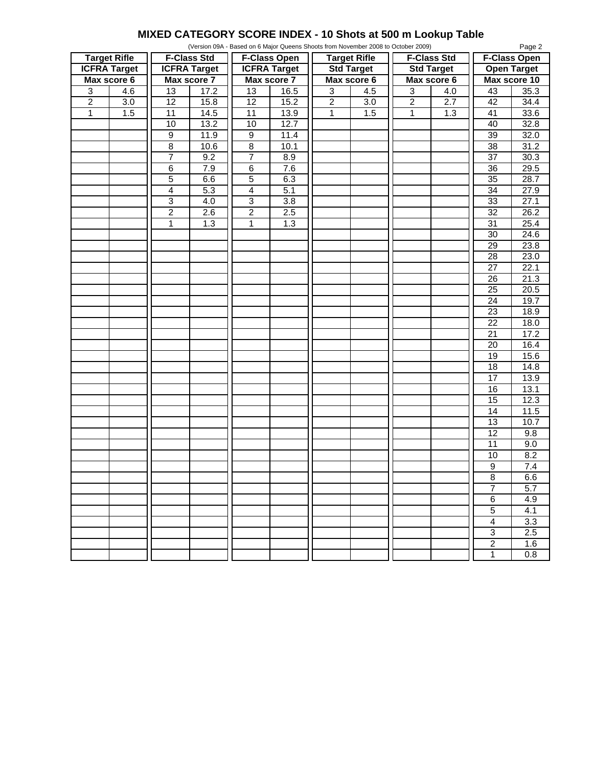# MIXED CATEGORY SCORE INDEX - 10 Shots at 500 m Lookup Table

(Version 09A - Based on 6 Major Queens Shoots from November 2008 to October 2009)

| Target Rifle | | F-Class Std | | F-Class Open | | Target Rifle | | F-Class Std | | F-Class Open | |
|---|---|---|---|---|---|---|---|---|---|---|---|
| ICFRA Target | | ICFRA Target | | ICFRA Target | | Std Target | | Std Target | | Open Target | |
| Max score 6 | | Max score 7 | | Max score 7 | | Max score 6 | | Max score 6 | | Max score 10 | |
| 3 | 4.6 | 13 | 17.2 | 13 | 16.5 | 3 | 4.5 | 3 | 4.0 | 43 | 35.3 |
| 2 | 3.0 | 12 | 15.8 | 12 | 15.2 | 2 | 3.0 | 2 | 2.7 | 42 | 34.4 |
| 1 | 1.5 | 11 | 14.5 | 11 | 13.9 | 1 | 1.5 | 1 | 1.3 | 41 | 33.6 |
| | | 10 | 13.2 | 10 | 12.7 | | | | | 40 | 32.8 |
| | | 9 | 11.9 | 9 | 11.4 | | | | | 39 | 32.0 |
| | | 8 | 10.6 | 8 | 10.1 | | | | | 38 | 31.2 |
| | | 7 | 9.2 | 7 | 8.9 | | | | | 37 | 30.3 |
| | | 6 | 7.9 | 6 | 7.6 | | | | | 36 | 29.5 |
| | | 5 | 6.6 | 5 | 6.3 | | | | | 35 | 28.7 |
| | | 4 | 5.3 | 4 | 5.1 | | | | | 34 | 27.9 |
| | | 3 | 4.0 | 3 | 3.8 | | | | | 33 | 27.1 |
| | | 2 | 2.6 | 2 | 2.5 | | | | | 32 | 26.2 |
| | | 1 | 1.3 | 1 | 1.3 | | | | | 31 | 25.4 |
| | | | | | | | | | | 30 | 24.6 |
| | | | | | | | | | | 29 | 23.8 |
| | | | | | | | | | | 28 | 23.0 |
| | | | | | | | | | | 27 | 22.1 |
| | | | | | | | | | | 26 | 21.3 |
| | | | | | | | | | | 25 | 20.5 |
| | | | | | | | | | | 24 | 19.7 |
| | | | | | | | | | | 23 | 18.9 |
| | | | | | | | | | | 22 | 18.0 |
| | | | | | | | | | | 21 | 17.2 |
| | | | | | | | | | | 20 | 16.4 |
| | | | | | | | | | | 19 | 15.6 |
| | | | | | | | | | | 18 | 14.8 |
| | | | | | | | | | | 17 | 13.9 |
| | | | | | | | | | | 16 | 13.1 |
| | | | | | | | | | | 15 | 12.3 |
| | | | | | | | | | | 14 | 11.5 |
| | | | | | | | | | | 13 | 10.7 |
| | | | | | | | | | | 12 | 9.8 |
| | | | | | | | | | | 11 | 9.0 |
| | | | | | | | | | | 10 | 8.2 |
| | | | | | | | | | | 9 | 7.4 |
| | | | | | | | | | | 8 | 6.6 |
| | | | | | | | | | | 7 | 5.7 |
| | | | | | | | | | | 6 | 4.9 |
| | | | | | | | | | | 5 | 4.1 |
| | | | | | | | | | | 4 | 3.3 |
| | | | | | | | | | | 3 | 2.5 |
| | | | | | | | | | | 2 | 1.6 |
| | | | | | | | | | | 1 | 0.8 |